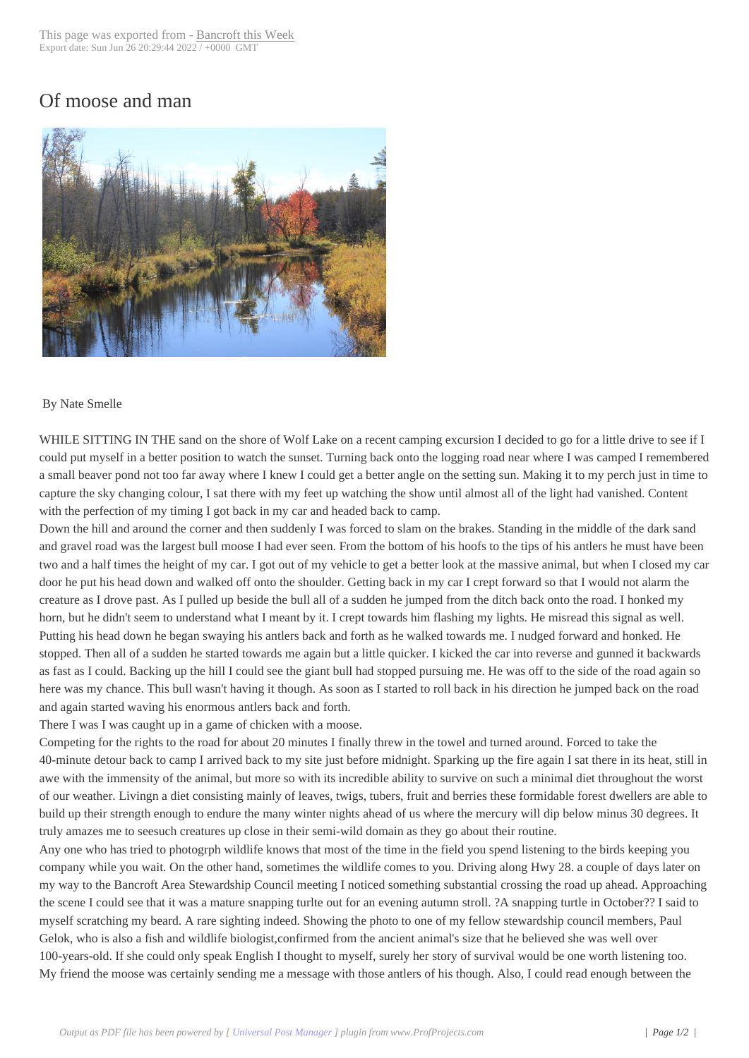# Of moose and man

By Nate Smelle

WHILE SITTING IN THE sand on the shore of Wolf Lake on a recent camping excursion I decided to go for a little drive to see if I could put myself in a better position to watch the sunset. Turning back onto the logging road near where I was camped I remembered a small beaver pond not too far away where I knew I could get a better angle on the setting sun. Making it to my perch just in time to capture the sky changing colour, I sat there with my feet up watching the show until almost all of the light had vanished. Content with the perfection of my timing I got back in my car and headed back to camp.

Down the hill and around the corner and then suddenly I was forced to slam on the brakes. Standing in the middle of the dark sand and gravel road was the largest bull moose I had ever seen. From the bottom of his hoofs to the tips of his antlers he must have been two and a half times the height of my car. I got out of my vehicle to get a better look at the massive animal, but when I closed my car door he put his head down and walked off onto the shoulder. Getting back in my car I crept forward so that I would not alarm the creature as I drove past. As I pulled up beside the bull all of a sudden he jumped from the ditch back onto the road. I honked my horn, but he didn't seem to understand what I meant by it. I crept towards him flashing my lights. He misread this signal as well. Putting his head down he began swaying his antlers back and forth as he walked towards me. I nudged forward and honked. He stopped. Then all of a sudden he started towards me again but a little quicker. I kicked the car into reverse and gunned it backwards as fast as I could. Backing up the hill I could see the giant bull had stopped pursuing me. He was off to the side of the road again so here was my chance. This bull wasn't having it though. As soon as I started to roll back in his direction he jumped back on the road and again started waving his enormous antlers back and forth.

There I was I was caught up in a game of chicken with a moose.

Competing for the rights to the road for about 20 minutes I finally threw in the towel and turned around. Forced to take the 40-minute detour back to camp I arrived back to my site just before midnight. Sparking up the fire again I sat there in its heat, still in awe with the immensity of the animal, but more so with its incredible ability to survive on such a minimal diet throughout the worst of our weather. Livingn a diet consisting mainly of leaves, twigs, tubers, fruit and berries these formidable forest dwellers are able to build up their strength enough to endure the many winter nights ahead of us where the mercury will dip below minus 30 degrees. It truly amazes me to seesuch creatures up close in their semi-wild domain as they go about their routine.

Any one who has tried to photogrph wildlife knows that most of the time in the field you spend listening to the birds keeping you company while you wait. On the other hand, sometimes the wildlife comes to you. Driving along Hwy 28. a couple of days later on my way to the Bancroft Area Stewardship Council meeting I noticed something substantial crossing the road up ahead. Approaching the scene I could see that it was a mature snapping turlte out for an evening autumn stroll. ?A snapping turtle in October?? I said to myself scratching my beard. A rare sighting indeed. Showing the photo to one of my fellow stewardship council members, Paul Gelok, who is also a fish and wildlife biologist,confirmed from the ancient animal's size that he believed she was well over 100-years-old. If she could only speak English I thought to myself, surely her story of survival would be one worth listening too.

My friend the moose was certainly sending me a message with those antlers of his though. Also, I could read enough between the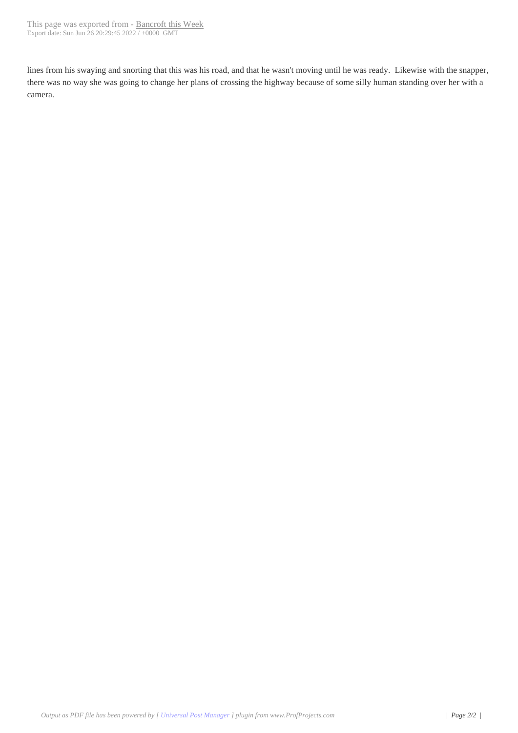lines from his swaying and snorting that this was his road, and that he wasn't moving until he was ready.  Likewise with the snapper, there was no way she was going to change her plans of crossing the highway because of some silly human standing over her with a camera.